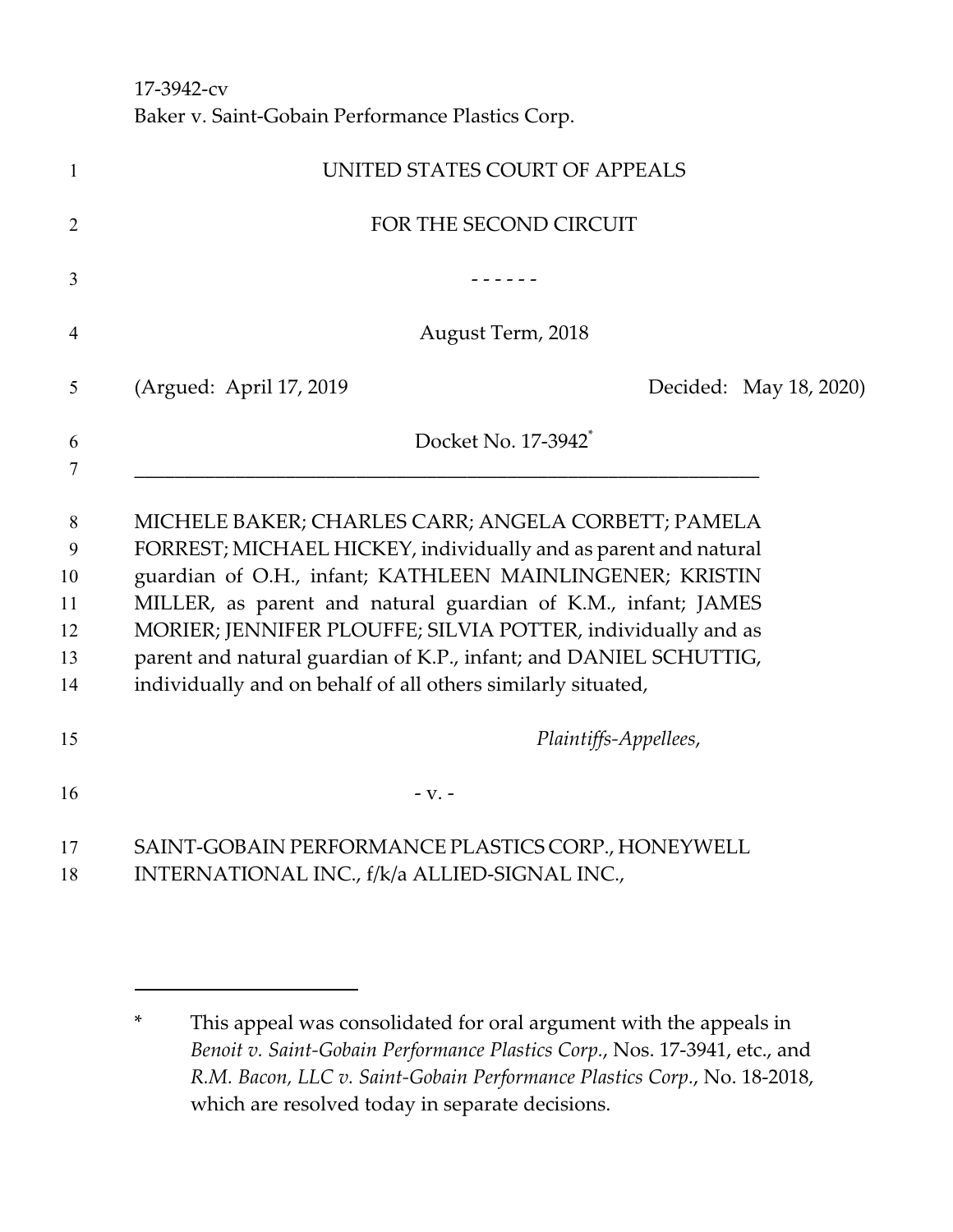17-3942-cv
Baker v. Saint-Gobain Performance Plastics Corp.

UNITED STATES COURT OF APPEALS

FOR THE SECOND CIRCUIT

- - - - - -

August Term, 2018

(Argued: April 17, 2019 Decided: May 18, 2020)

Docket No. 17-3942*

---

MICHELE BAKER; CHARLES CARR; ANGELA CORBETT; PAMELA FORREST; MICHAEL HICKEY, individually and as parent and natural guardian of O.H., infant; KATHLEEN MAINLINGENER; KRISTIN MILLER, as parent and natural guardian of K.M., infant; JAMES MORIER; JENNIFER PLOUFFE; SILVIA POTTER, individually and as parent and natural guardian of K.P., infant; and DANIEL SCHUTTIG, individually and on behalf of all others similarly situated,

*Plaintiffs-Appellees*,

- v. -

SAINT-GOBAIN PERFORMANCE PLASTICS CORP., HONEYWELL INTERNATIONAL INC., f/k/a ALLIED-SIGNAL INC.,

---

\* This appeal was consolidated for oral argument with the appeals in *Benoit v. Saint-Gobain Performance Plastics Corp.*, Nos. 17-3941, etc., and *R.M. Bacon, LLC v. Saint-Gobain Performance Plastics Corp.*, No. 18-2018, which are resolved today in separate decisions.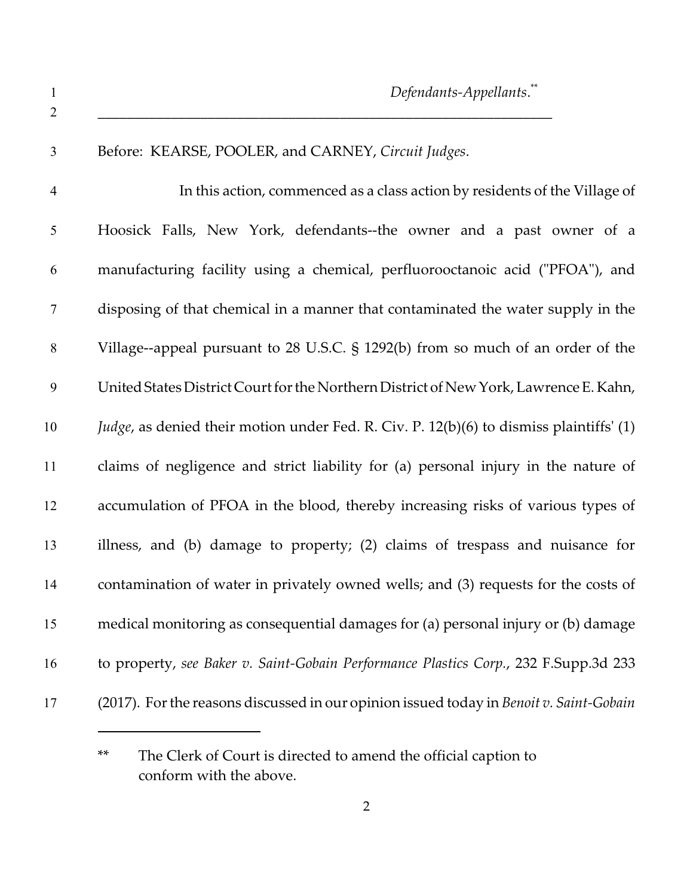*Defendants-Appellants*.**

---

Before: KEARSE, POOLER, and CARNEY, *Circuit Judges*.

In this action, commenced as a class action by residents of the Village of Hoosick Falls, New York, defendants--the owner and a past owner of a manufacturing facility using a chemical, perfluorooctanoic acid ("PFOA"), and disposing of that chemical in a manner that contaminated the water supply in the Village--appeal pursuant to 28 U.S.C. § 1292(b) from so much of an order of the United States District Court for the Northern District of New York, Lawrence E. Kahn, *Judge*, as denied their motion under Fed. R. Civ. P. 12(b)(6) to dismiss plaintiffs' (1) claims of negligence and strict liability for (a) personal injury in the nature of accumulation of PFOA in the blood, thereby increasing risks of various types of illness, and (b) damage to property; (2) claims of trespass and nuisance for contamination of water in privately owned wells; and (3) requests for the costs of medical monitoring as consequential damages for (a) personal injury or (b) damage to property, *see Baker v. Saint-Gobain Performance Plastics Corp.*, 232 F.Supp.3d 233 (2017). For the reasons discussed in our opinion issued today in *Benoit v. Saint-Gobain*

** The Clerk of Court is directed to amend the official caption to conform with the above.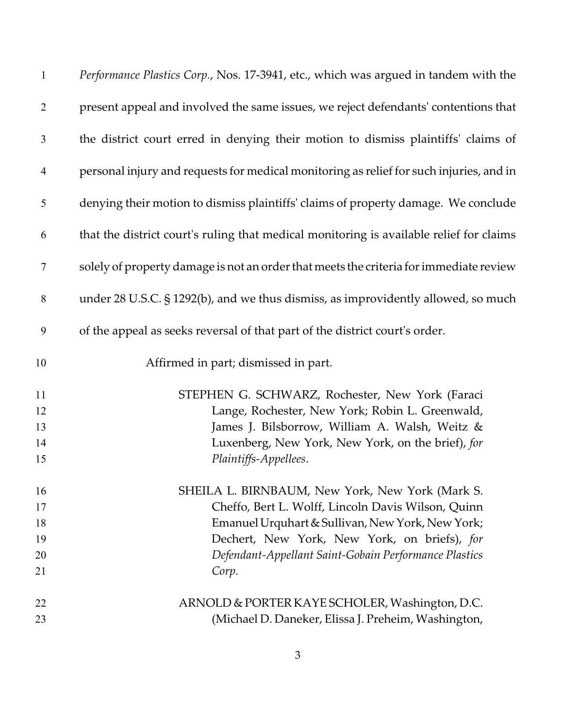*Performance Plastics Corp.*, Nos. 17-3941, etc., which was argued in tandem with the present appeal and involved the same issues, we reject defendants' contentions that the district court erred in denying their motion to dismiss plaintiffs' claims of personal injury and requests for medical monitoring as relief for such injuries, and in denying their motion to dismiss plaintiffs' claims of property damage. We conclude that the district court's ruling that medical monitoring is available relief for claims solely of property damage is not an order that meets the criteria for immediate review under 28 U.S.C. § 1292(b), and we thus dismiss, as improvidently allowed, so much of the appeal as seeks reversal of that part of the district court's order.

Affirmed in part; dismissed in part.

STEPHEN G. SCHWARZ, Rochester, New York (Faraci Lange, Rochester, New York; Robin L. Greenwald, James J. Bilsborrow, William A. Walsh, Weitz & Luxenberg, New York, New York, on the brief), *for Plaintiffs-Appellees*.

SHEILA L. BIRNBAUM, New York, New York (Mark S. Cheffo, Bert L. Wolff, Lincoln Davis Wilson, Quinn Emanuel Urquhart & Sullivan, New York, New York; Dechert, New York, New York, on briefs), *for Defendant-Appellant Saint-Gobain Performance Plastics Corp.*

ARNOLD & PORTER KAYE SCHOLER, Washington, D.C. (Michael D. Daneker, Elissa J. Preheim, Washington,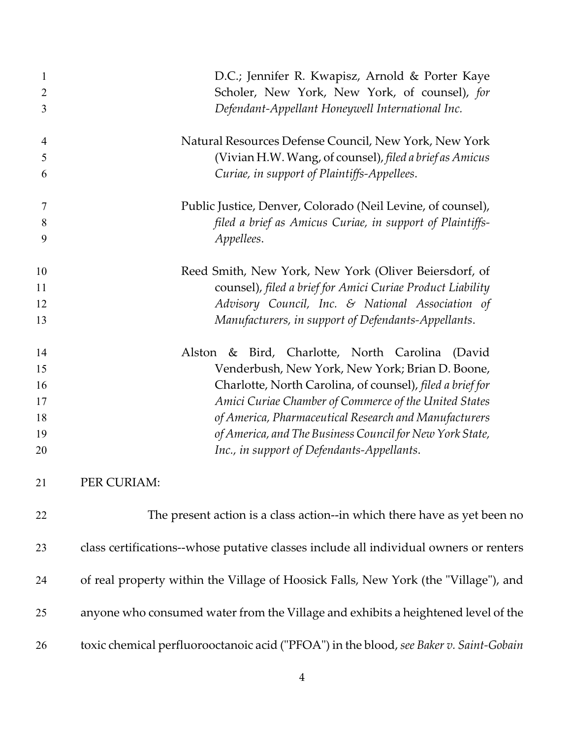D.C.; Jennifer R. Kwapisz, Arnold & Porter Kaye Scholer, New York, New York, of counsel), *for Defendant-Appellant Honeywell International Inc.*

Natural Resources Defense Council, New York, New York (Vivian H.W. Wang, of counsel), *filed a brief as Amicus Curiae, in support of Plaintiffs-Appellees*.

Public Justice, Denver, Colorado (Neil Levine, of counsel), *filed a brief as Amicus Curiae, in support of Plaintiffs-Appellees*.

Reed Smith, New York, New York (Oliver Beiersdorf, of counsel), *filed a brief for Amici Curiae Product Liability Advisory Council, Inc. & National Association of Manufacturers, in support of Defendants-Appellants*.

Alston & Bird, Charlotte, North Carolina (David Venderbush, New York, New York; Brian D. Boone, Charlotte, North Carolina, of counsel), *filed a brief for Amici Curiae Chamber of Commerce of the United States of America, Pharmaceutical Research and Manufacturers of America, and The Business Council for New York State, Inc., in support of Defendants-Appellants*.

PER CURIAM:

The present action is a class action--in which there have as yet been no class certifications--whose putative classes include all individual owners or renters of real property within the Village of Hoosick Falls, New York (the "Village"), and anyone who consumed water from the Village and exhibits a heightened level of the toxic chemical perfluorooctanoic acid ("PFOA") in the blood, *see Baker v. Saint-Gobain*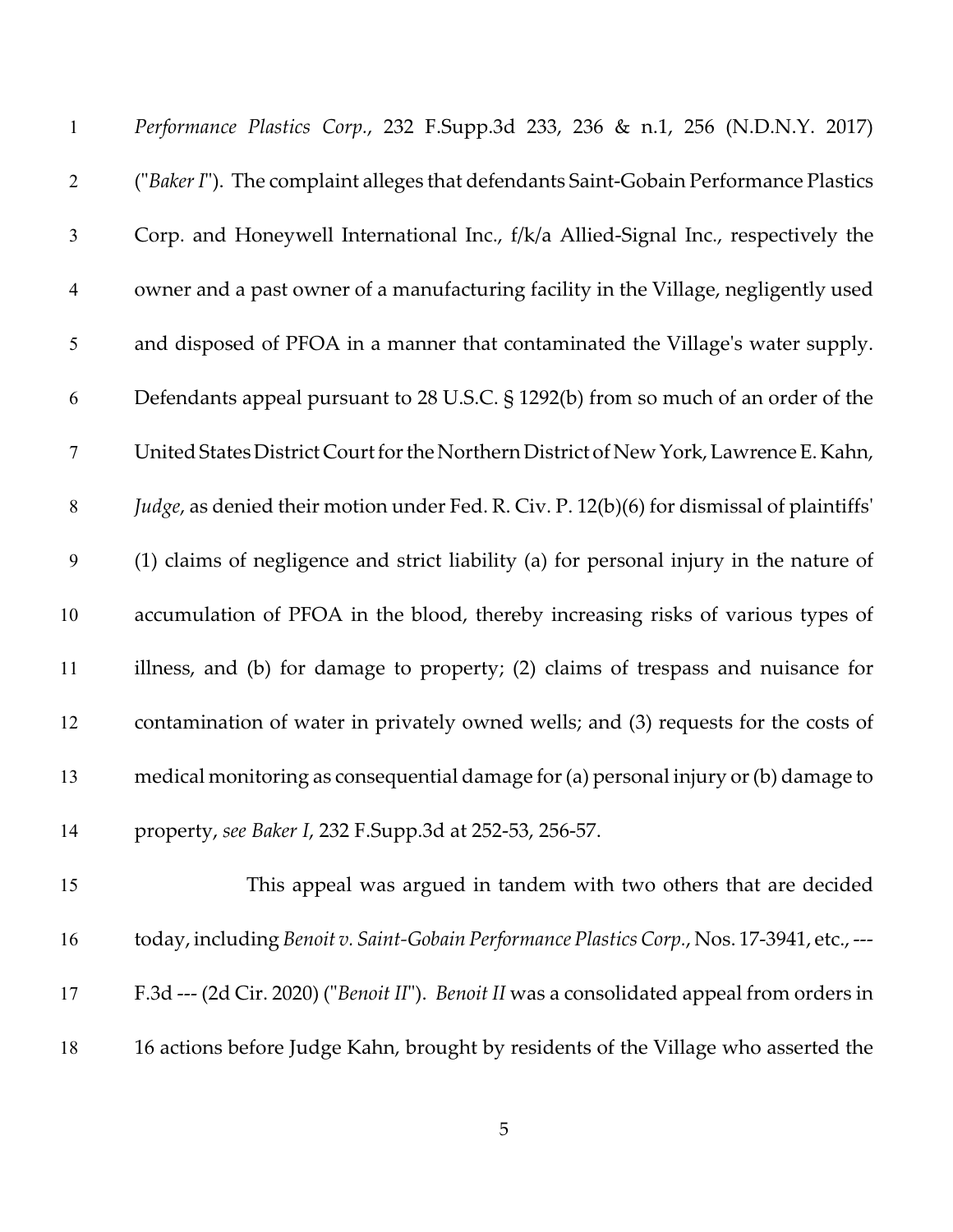*Performance Plastics Corp.*, 232 F.Supp.3d 233, 236 & n.1, 256 (N.D.N.Y. 2017) ("*Baker I*"). The complaint alleges that defendants Saint-Gobain Performance Plastics Corp. and Honeywell International Inc., f/k/a Allied-Signal Inc., respectively the owner and a past owner of a manufacturing facility in the Village, negligently used and disposed of PFOA in a manner that contaminated the Village's water supply. Defendants appeal pursuant to 28 U.S.C. § 1292(b) from so much of an order of the United States District Court for the Northern District of New York, Lawrence E. Kahn, *Judge*, as denied their motion under Fed. R. Civ. P. 12(b)(6) for dismissal of plaintiffs' (1) claims of negligence and strict liability (a) for personal injury in the nature of accumulation of PFOA in the blood, thereby increasing risks of various types of illness, and (b) for damage to property; (2) claims of trespass and nuisance for contamination of water in privately owned wells; and (3) requests for the costs of medical monitoring as consequential damage for (a) personal injury or (b) damage to property, *see Baker I*, 232 F.Supp.3d at 252-53, 256-57.

This appeal was argued in tandem with two others that are decided today, including *Benoit v. Saint-Gobain Performance Plastics Corp.*, Nos. 17-3941, etc., --- F.3d --- (2d Cir. 2020) ("*Benoit II*"). *Benoit II* was a consolidated appeal from orders in 16 actions before Judge Kahn, brought by residents of the Village who asserted the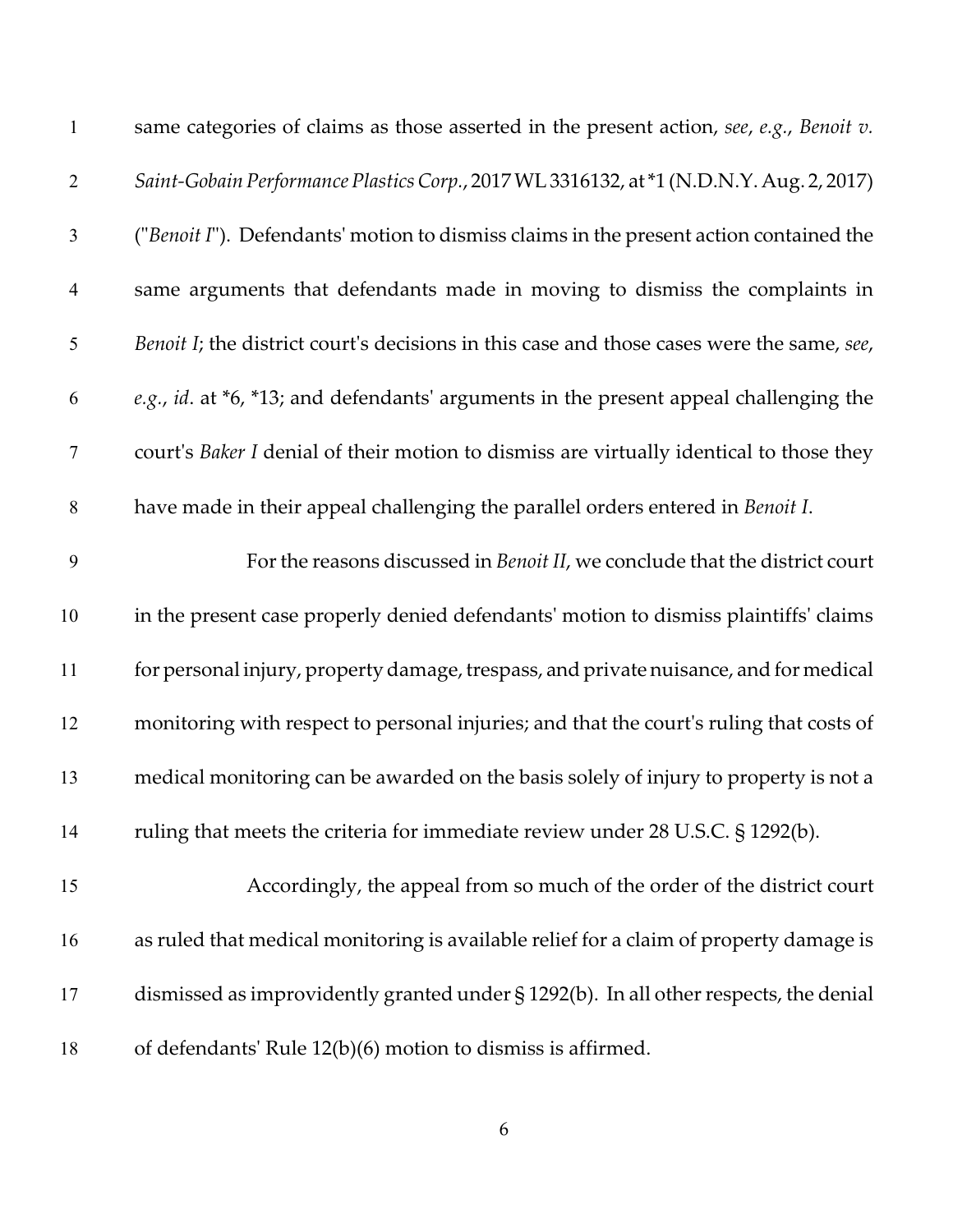same categories of claims as those asserted in the present action, *see*, *e.g.*, *Benoit v. Saint-Gobain Performance Plastics Corp.*, 2017 WL 3316132, at *1 (N.D.N.Y. Aug. 2, 2017) ("*Benoit I*"). Defendants' motion to dismiss claims in the present action contained the same arguments that defendants made in moving to dismiss the complaints in *Benoit I*; the district court's decisions in this case and those cases were the same, *see*, *e.g.*, *id*. at *6, *13; and defendants' arguments in the present appeal challenging the court's *Baker I* denial of their motion to dismiss are virtually identical to those they have made in their appeal challenging the parallel orders entered in *Benoit I*.

For the reasons discussed in *Benoit II*, we conclude that the district court in the present case properly denied defendants' motion to dismiss plaintiffs' claims for personal injury, property damage, trespass, and private nuisance, and for medical monitoring with respect to personal injuries; and that the court's ruling that costs of medical monitoring can be awarded on the basis solely of injury to property is not a ruling that meets the criteria for immediate review under 28 U.S.C. § 1292(b).

Accordingly, the appeal from so much of the order of the district court as ruled that medical monitoring is available relief for a claim of property damage is dismissed as improvidently granted under § 1292(b). In all other respects, the denial of defendants' Rule 12(b)(6) motion to dismiss is affirmed.